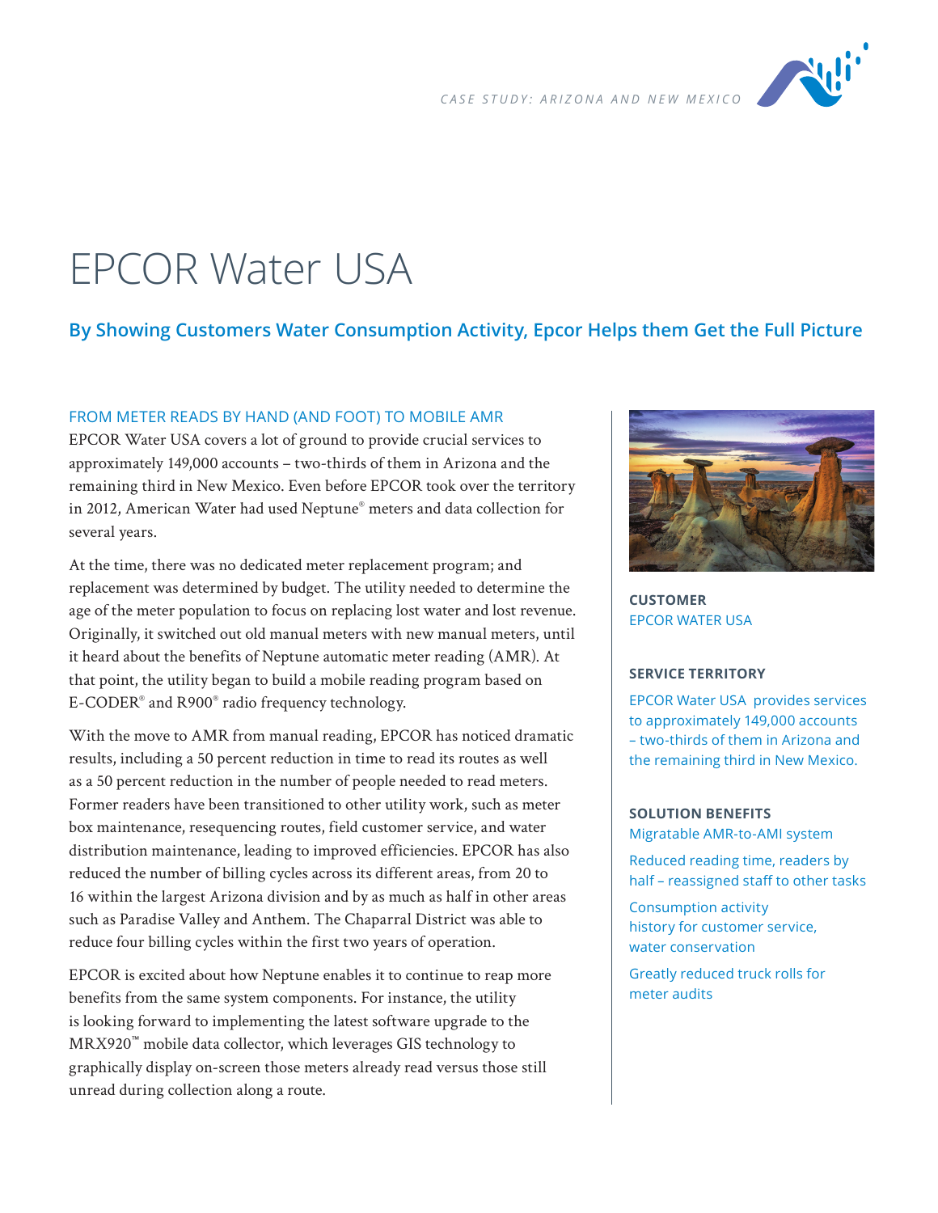*CASE STUDY: ARIZONA AND NEW MEXICO*

# EPCOR Water USA

## By Showing Customers Water Consumption Activity, Epcor Helps them Get the Full Picture

### FROM METER READS BY HAND (AND FOOT) TO MOBILE AMR

EPCOR Water USA covers a lot of ground to provide crucial services to approximately 149,000 accounts – two-thirds of them in Arizona and the remaining third in New Mexico. Even before EPCOR took over the territory in 2012, American Water had used Neptune® meters and data collection for several years.

At the time, there was no dedicated meter replacement program; and replacement was determined by budget. The utility needed to determine the age of the meter population to focus on replacing lost water and lost revenue. Originally, it switched out old manual meters with new manual meters, until it heard about the benefits of Neptune automatic meter reading (AMR). At that point, the utility began to build a mobile reading program based on E-CODER® and R900® radio frequency technology.

With the move to AMR from manual reading, EPCOR has noticed dramatic results, including a 50 percent reduction in time to read its routes as well as a 50 percent reduction in the number of people needed to read meters. Former readers have been transitioned to other utility work, such as meter box maintenance, resequencing routes, field customer service, and water distribution maintenance, leading to improved efficiencies. EPCOR has also reduced the number of billing cycles across its different areas, from 20 to 16 within the largest Arizona division and by as much as half in other areas such as Paradise Valley and Anthem. The Chaparral District was able to reduce four billing cycles within the first two years of operation.

EPCOR is excited about how Neptune enables it to continue to reap more benefits from the same system components. For instance, the utility is looking forward to implementing the latest software upgrade to the MRX920™ mobile data collector, which leverages GIS technology to graphically display on-screen those meters already read versus those still unread during collection along a route.

**CUSTOMER**

EPCOR WATER USA

**SERVICE TERRITORY**

EPCOR Water USA provides services to approximately 149,000 accounts – two-thirds of them in Arizona and the remaining third in New Mexico.

**SOLUTION BENEFITS**

Migratable AMR-to-AMI system

Reduced reading time, readers by half – reassigned staff to other tasks

Consumption activity history for customer service, water conservation

Greatly reduced truck rolls for meter audits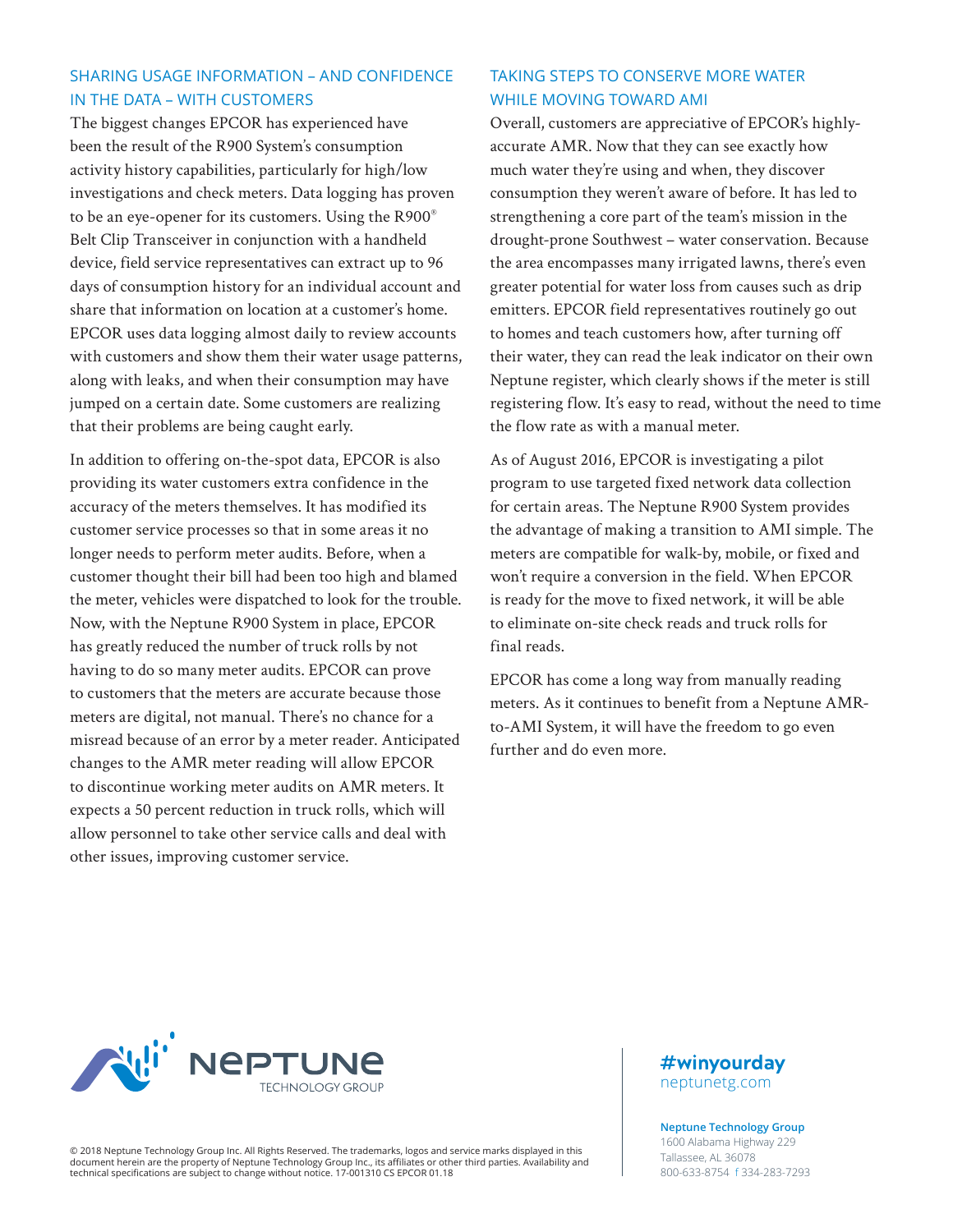## SHARING USAGE INFORMATION – AND CONFIDENCE IN THE DATA – WITH CUSTOMERS

The biggest changes EPCOR has experienced have been the result of the R900 System's consumption activity history capabilities, particularly for high/low investigations and check meters. Data logging has proven to be an eye-opener for its customers. Using the R900® Belt Clip Transceiver in conjunction with a handheld device, field service representatives can extract up to 96 days of consumption history for an individual account and share that information on location at a customer's home. EPCOR uses data logging almost daily to review accounts with customers and show them their water usage patterns, along with leaks, and when their consumption may have jumped on a certain date. Some customers are realizing that their problems are being caught early.

In addition to offering on-the-spot data, EPCOR is also providing its water customers extra confidence in the accuracy of the meters themselves. It has modified its customer service processes so that in some areas it no longer needs to perform meter audits. Before, when a customer thought their bill had been too high and blamed the meter, vehicles were dispatched to look for the trouble. Now, with the Neptune R900 System in place, EPCOR has greatly reduced the number of truck rolls by not having to do so many meter audits. EPCOR can prove to customers that the meters are accurate because those meters are digital, not manual. There's no chance for a misread because of an error by a meter reader. Anticipated changes to the AMR meter reading will allow EPCOR to discontinue working meter audits on AMR meters. It expects a 50 percent reduction in truck rolls, which will allow personnel to take other service calls and deal with other issues, improving customer service.

## TAKING STEPS TO CONSERVE MORE WATER WHILE MOVING TOWARD AMI

Overall, customers are appreciative of EPCOR's highly-accurate AMR. Now that they can see exactly how much water they're using and when, they discover consumption they weren't aware of before. It has led to strengthening a core part of the team's mission in the drought-prone Southwest – water conservation. Because the area encompasses many irrigated lawns, there's even greater potential for water loss from causes such as drip emitters. EPCOR field representatives routinely go out to homes and teach customers how, after turning off their water, they can read the leak indicator on their own Neptune register, which clearly shows if the meter is still registering flow. It's easy to read, without the need to time the flow rate as with a manual meter.

As of August 2016, EPCOR is investigating a pilot program to use targeted fixed network data collection for certain areas. The Neptune R900 System provides the advantage of making a transition to AMI simple. The meters are compatible for walk-by, mobile, or fixed and won't require a conversion in the field. When EPCOR is ready for the move to fixed network, it will be able to eliminate on-site check reads and truck rolls for final reads.

EPCOR has come a long way from manually reading meters. As it continues to benefit from a Neptune AMR-to-AMI System, it will have the freedom to go even further and do even more.

NEPTUNE TECHNOLOGY GROUP

**#winyourday**
neptunetg.com

**Neptune Technology Group**
1600 Alabama Highway 229
Tallassee, AL 36078
800-633-8754 f 334-283-7293

© 2018 Neptune Technology Group Inc. All Rights Reserved. The trademarks, logos and service marks displayed in this document herein are the property of Neptune Technology Group Inc., its affiliates or other third parties. Availability and technical specifications are subject to change without notice. 17-001310 CS EPCOR 01.18